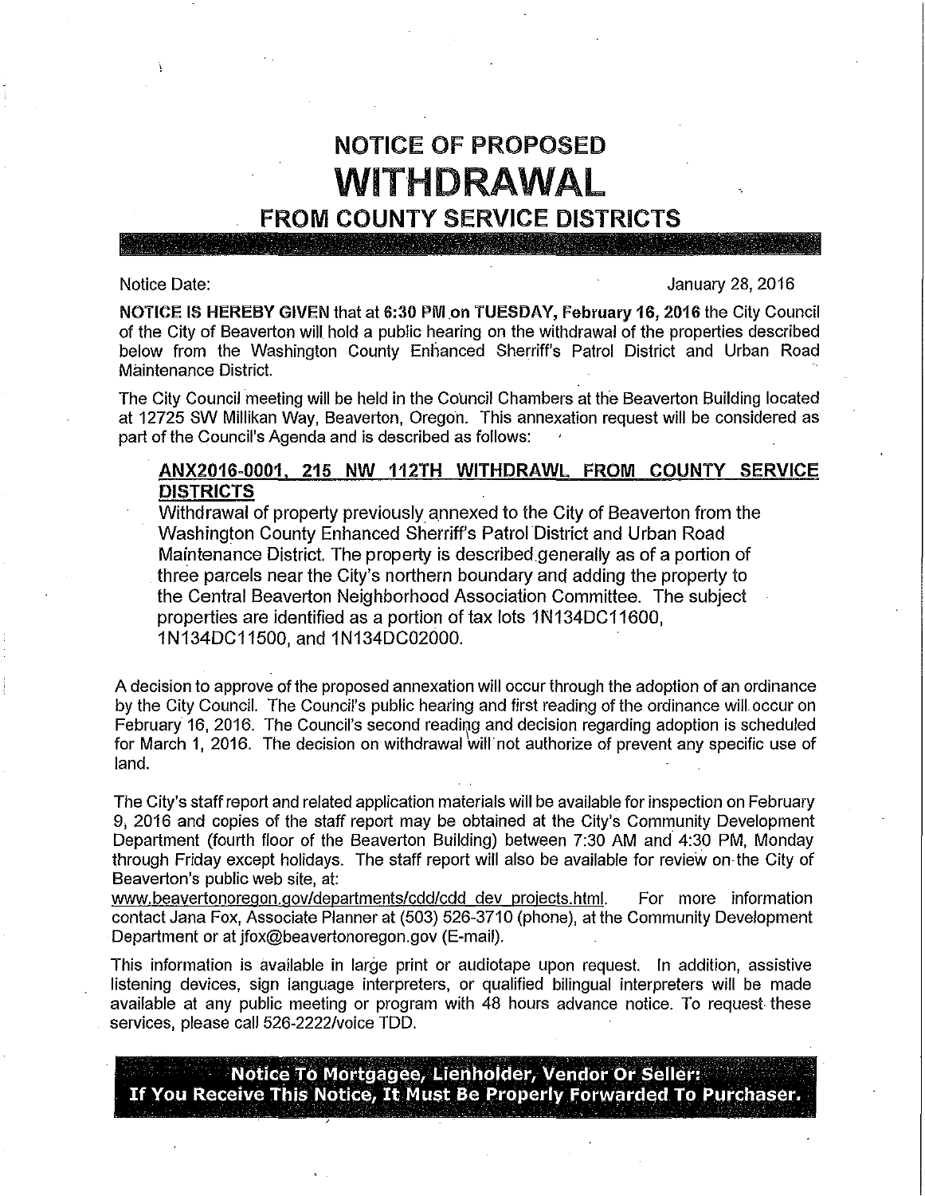# NOTICE OF PROPOSED WITHDRAWAL FROM COUNTY SERVICE DISTRICTS

Notice Date: January 28, 2016

**NOTICE IS HEREBY GIVEN** that at **6:30 PM on TUESDAY, February 16, 2016** the City Council of the City of Beaverton will hold a public hearing on the withdrawal of the properties described below from the Washington County Enhanced Sherriff's Patrol District and Urban Road Maintenance District.

The City Council meeting will be held in the Council Chambers at the Beaverton Building located at 12725 SW Millikan Way, Beaverton, Oregon. This annexation request will be considered as part of the Council's Agenda and is described as follows:

> **ANX2016-0001, 215 NW 112TH WITHDRAWL FROM COUNTY SERVICE DISTRICTS**
>
> Withdrawal of property previously annexed to the City of Beaverton from the Washington County Enhanced Sherriff's Patrol District and Urban Road Maintenance District. The property is described generally as of a portion of three parcels near the City's northern boundary and adding the property to the Central Beaverton Neighborhood Association Committee. The subject properties are identified as a portion of tax lots 1N134DC11600, 1N134DC11500, and 1N134DC02000.

A decision to approve of the proposed annexation will occur through the adoption of an ordinance by the City Council. The Council's public hearing and first reading of the ordinance will occur on February 16, 2016. The Council's second reading and decision regarding adoption is scheduled for March 1, 2016. The decision on withdrawal will not authorize of prevent any specific use of land.

The City's staff report and related application materials will be available for inspection on February 9, 2016 and copies of the staff report may be obtained at the City's Community Development Department (fourth floor of the Beaverton Building) between 7:30 AM and 4:30 PM, Monday through Friday except holidays. The staff report will also be available for review on the City of Beaverton's public web site, at: www.beavertonoregon.gov/departments/cdd/cdd_dev_projects.html. For more information contact Jana Fox, Associate Planner at (503) 526-3710 (phone), at the Community Development Department or at jfox@beavertonoregon.gov (E-mail).

This information is available in large print or audiotape upon request. In addition, assistive listening devices, sign language interpreters, or qualified bilingual interpreters will be made available at any public meeting or program with 48 hours advance notice. To request these services, please call 526-2222/voice TDD.

**Notice To Mortgagee, Lienholder, Vendor Or Seller:**
**If You Receive This Notice, It Must Be Properly Forwarded To Purchaser.**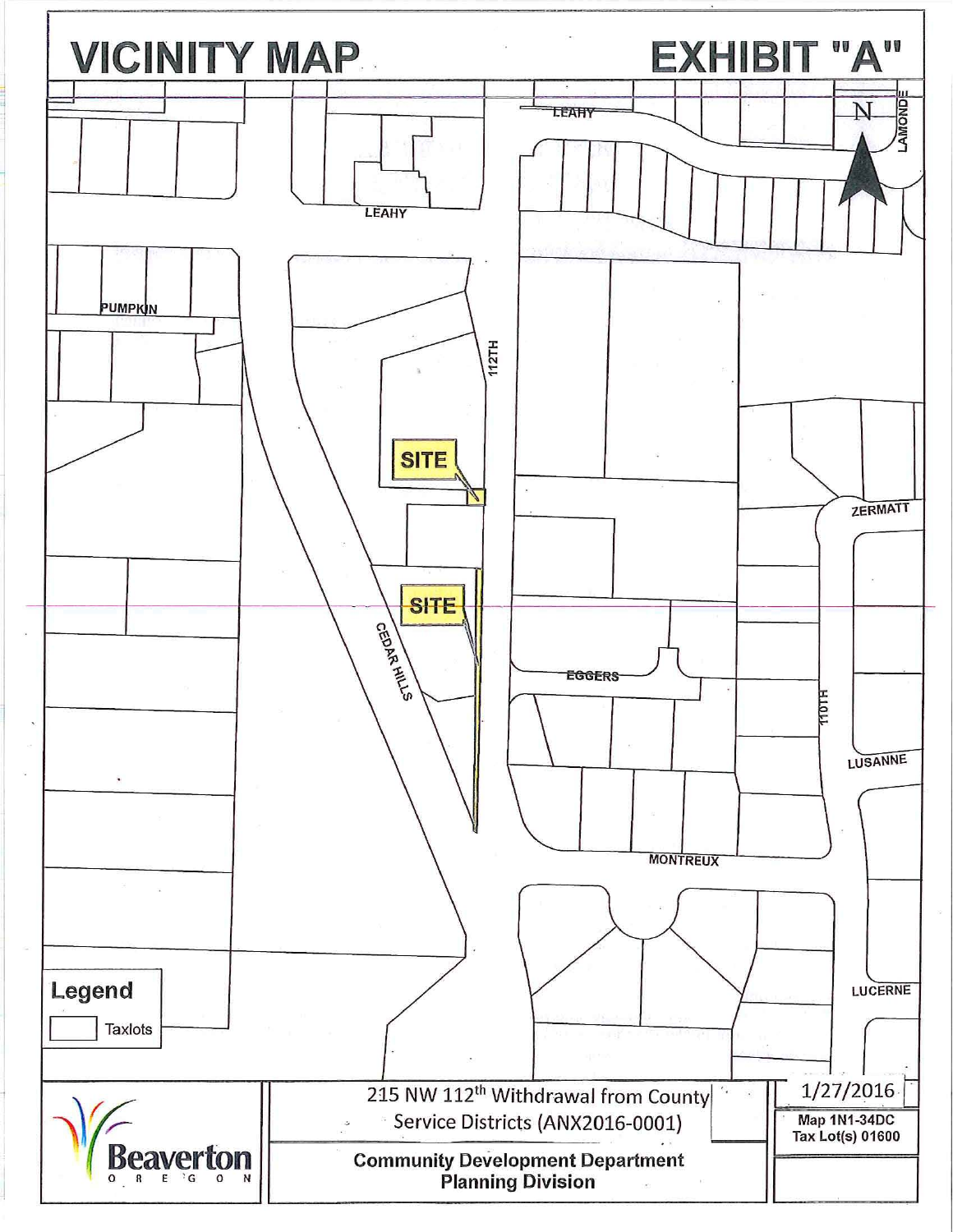# VICINITY MAP

# EXHIBIT "A"

N

LEAHY

LAMONDE

LEAHY

PUMPKIN

112TH

SITE

SITE

ZERMATT

CEDAR HILLS

EGGERS

110TH

LUSANNE

MONTREUX

LUCERNE

**Legend**

Taxlots

Beaverton
OREGON

215 NW 112th Withdrawal from County Service Districts (ANX2016-0001)

**Community Development Department**
**Planning Division**

1/27/2016

**Map 1N1-34DC**
**Tax Lot(s) 01600**